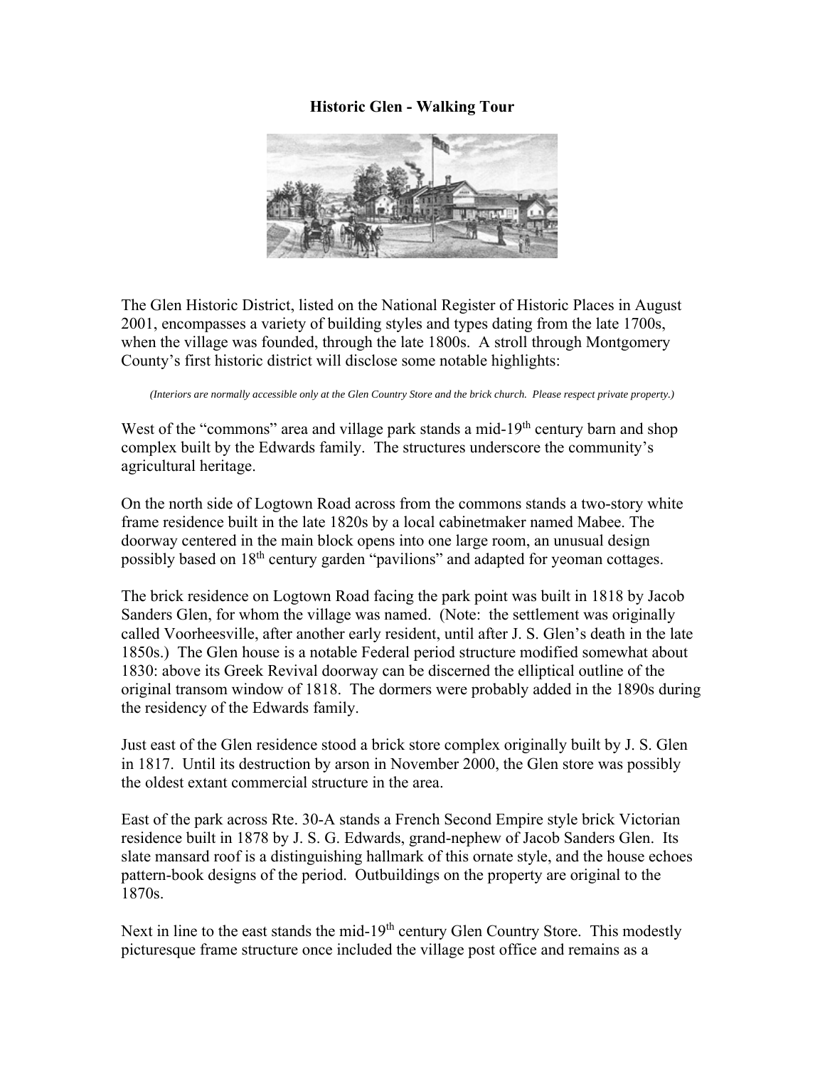# Historic Glen - Walking Tour

The Glen Historic District, listed on the National Register of Historic Places in August 2001, encompasses a variety of building styles and types dating from the late 1700s, when the village was founded, through the late 1800s. A stroll through Montgomery County's first historic district will disclose some notable highlights:

*(Interiors are normally accessible only at the Glen Country Store and the brick church. Please respect private property.)*

West of the "commons" area and village park stands a mid-19th century barn and shop complex built by the Edwards family. The structures underscore the community's agricultural heritage.

On the north side of Logtown Road across from the commons stands a two-story white frame residence built in the late 1820s by a local cabinetmaker named Mabee. The doorway centered in the main block opens into one large room, an unusual design possibly based on 18th century garden "pavilions" and adapted for yeoman cottages.

The brick residence on Logtown Road facing the park point was built in 1818 by Jacob Sanders Glen, for whom the village was named. (Note: the settlement was originally called Voorheesville, after another early resident, until after J. S. Glen's death in the late 1850s.) The Glen house is a notable Federal period structure modified somewhat about 1830: above its Greek Revival doorway can be discerned the elliptical outline of the original transom window of 1818. The dormers were probably added in the 1890s during the residency of the Edwards family.

Just east of the Glen residence stood a brick store complex originally built by J. S. Glen in 1817. Until its destruction by arson in November 2000, the Glen store was possibly the oldest extant commercial structure in the area.

East of the park across Rte. 30-A stands a French Second Empire style brick Victorian residence built in 1878 by J. S. G. Edwards, grand-nephew of Jacob Sanders Glen. Its slate mansard roof is a distinguishing hallmark of this ornate style, and the house echoes pattern-book designs of the period. Outbuildings on the property are original to the 1870s.

Next in line to the east stands the mid-19th century Glen Country Store. This modestly picturesque frame structure once included the village post office and remains as a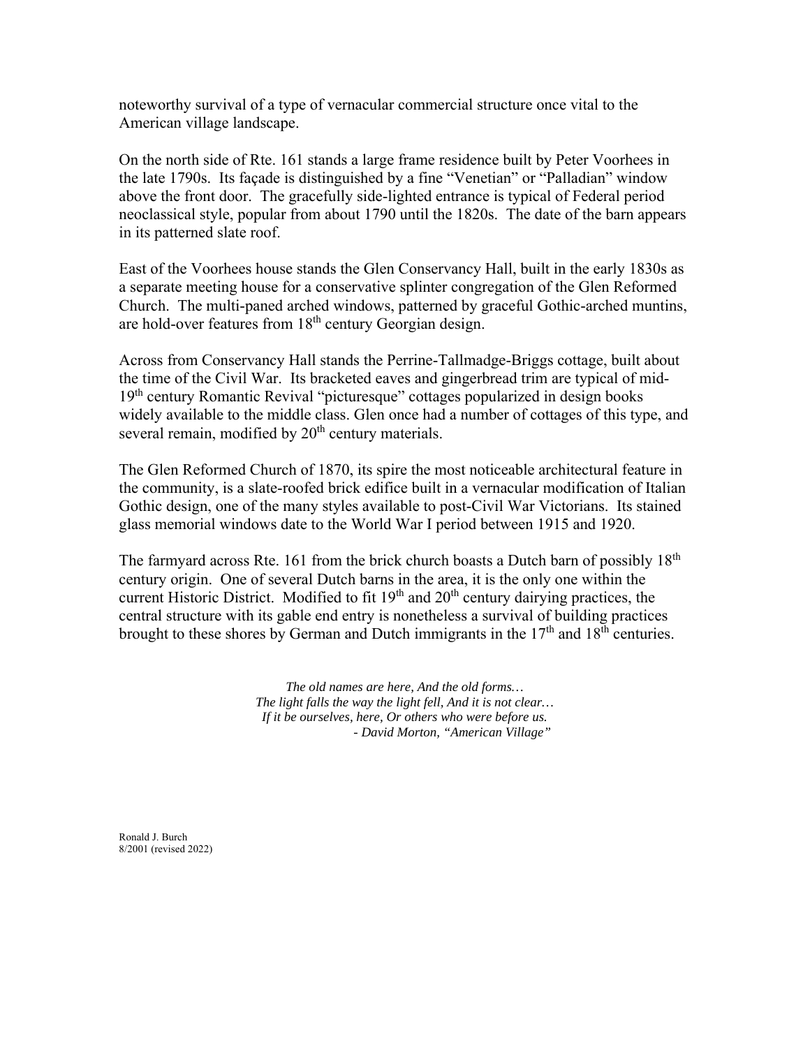noteworthy survival of a type of vernacular commercial structure once vital to the American village landscape.

On the north side of Rte. 161 stands a large frame residence built by Peter Voorhees in the late 1790s. Its façade is distinguished by a fine "Venetian" or "Palladian" window above the front door. The gracefully side-lighted entrance is typical of Federal period neoclassical style, popular from about 1790 until the 1820s. The date of the barn appears in its patterned slate roof.

East of the Voorhees house stands the Glen Conservancy Hall, built in the early 1830s as a separate meeting house for a conservative splinter congregation of the Glen Reformed Church. The multi-paned arched windows, patterned by graceful Gothic-arched muntins, are hold-over features from 18th century Georgian design.

Across from Conservancy Hall stands the Perrine-Tallmadge-Briggs cottage, built about the time of the Civil War. Its bracketed eaves and gingerbread trim are typical of mid-19th century Romantic Revival "picturesque" cottages popularized in design books widely available to the middle class. Glen once had a number of cottages of this type, and several remain, modified by 20th century materials.

The Glen Reformed Church of 1870, its spire the most noticeable architectural feature in the community, is a slate-roofed brick edifice built in a vernacular modification of Italian Gothic design, one of the many styles available to post-Civil War Victorians. Its stained glass memorial windows date to the World War I period between 1915 and 1920.

The farmyard across Rte. 161 from the brick church boasts a Dutch barn of possibly 18th century origin. One of several Dutch barns in the area, it is the only one within the current Historic District. Modified to fit 19th and 20th century dairying practices, the central structure with its gable end entry is nonetheless a survival of building practices brought to these shores by German and Dutch immigrants in the 17th and 18th centuries.

*The old names are here, And the old forms…*
*The light falls the way the light fell, And it is not clear…*
*If it be ourselves, here, Or others who were before us.*
*- David Morton, "American Village"*

Ronald J. Burch
8/2001 (revised 2022)